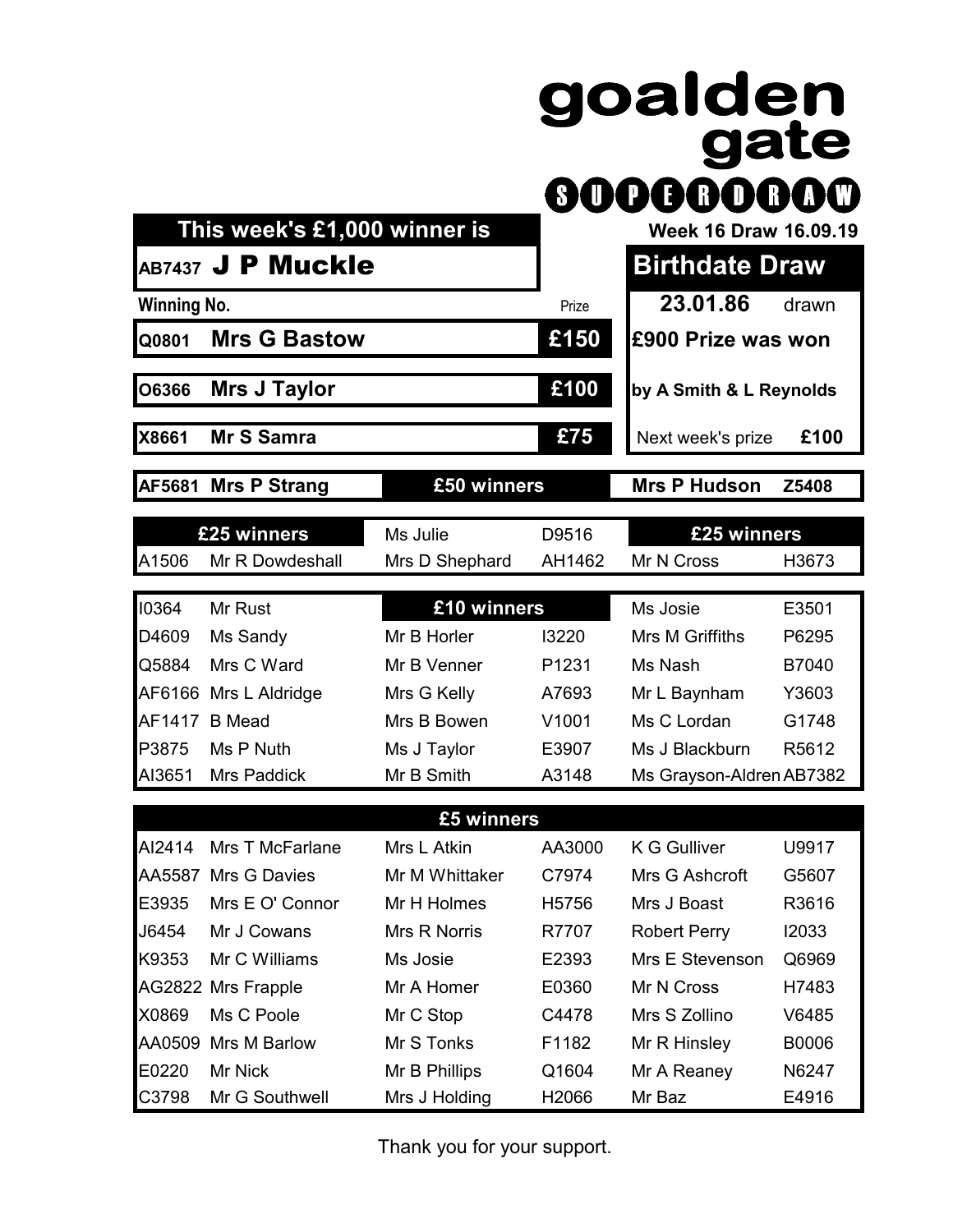# goalden gate SUPERDRAW

**Week 16 Draw 16.09.19**

## This week's £1,000 winner is

**AB7437 J P Muckle**

| Winning No. | | Prize |
|---|---|---|
| Q0801 | Mrs G Bastow | £150 |
| O6366 | Mrs J Taylor | £100 |
| X8661 | Mr S Samra | £75 |

## Birthdate Draw

**23.01.86** drawn

**£900 Prize was won by A Smith & L Reynolds**

Next week's prize **£100**

## £50 winners

| | |
|---|---|
| AF5681 | Mrs P Strang |
| Z5408 | Mrs P Hudson |

## £25 winners

| | |
|---|---|
| A1506 | Mr R Dowdeshall |
| D9516 | Ms Julie |
| AH1462 | Mrs D Shephard |
| H3673 | Mr N Cross |

## £10 winners

| | | | | | |
|---|---|---|---|---|---|
| I0364 | Mr Rust | | | Ms Josie | E3501 |
| D4609 | Ms Sandy | Mr B Horler | I3220 | Mrs M Griffiths | P6295 |
| Q5884 | Mrs C Ward | Mr B Venner | P1231 | Ms Nash | B7040 |
| AF6166 | Mrs L Aldridge | Mrs G Kelly | A7693 | Mr L Baynham | Y3603 |
| AF1417 | B Mead | Mrs B Bowen | V1001 | Ms C Lordan | G1748 |
| P3875 | Ms P Nuth | Ms J Taylor | E3907 | Ms J Blackburn | R5612 |
| AI3651 | Mrs Paddick | Mr B Smith | A3148 | Ms Grayson-Aldren | AB7382 |

## £5 winners

| | | | | | |
|---|---|---|---|---|---|
| AI2414 | Mrs T McFarlane | Mrs L Atkin | AA3000 | K G Gulliver | U9917 |
| AA5587 | Mrs G Davies | Mr M Whittaker | C7974 | Mrs G Ashcroft | G5607 |
| E3935 | Mrs E O' Connor | Mr H Holmes | H5756 | Mrs J Boast | R3616 |
| J6454 | Mr J Cowans | Mrs R Norris | R7707 | Robert Perry | I2033 |
| K9353 | Mr C Williams | Ms Josie | E2393 | Mrs E Stevenson | Q6969 |
| AG2822 | Mrs Frapple | Mr A Homer | E0360 | Mr N Cross | H7483 |
| X0869 | Ms C Poole | Mr C Stop | C4478 | Mrs S Zollino | V6485 |
| AA0509 | Mrs M Barlow | Mr S Tonks | F1182 | Mr R Hinsley | B0006 |
| E0220 | Mr Nick | Mr B Phillips | Q1604 | Mr A Reaney | N6247 |
| C3798 | Mr G Southwell | Mrs J Holding | H2066 | Mr Baz | E4916 |

Thank you for your support.